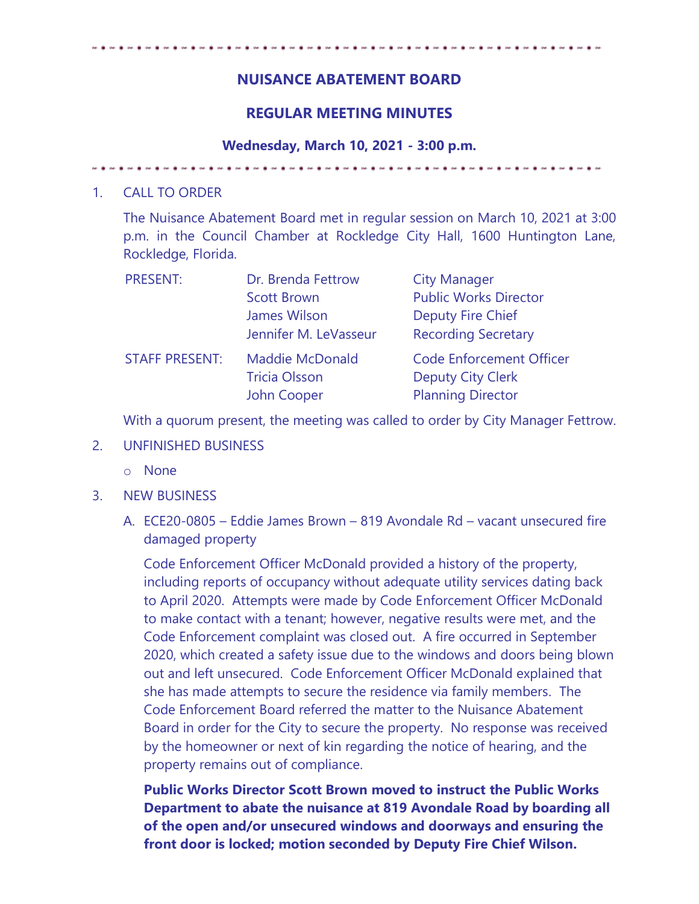# NUISANCE ABATEMENT BOARD

## REGULAR MEETING MINUTES

### Wednesday, March 10, 2021 - 3:00 p.m.

1. CALL TO ORDER

   The Nuisance Abatement Board met in regular session on March 10, 2021 at 3:00 p.m. in the Council Chamber at Rockledge City Hall, 1600 Huntington Lane, Rockledge, Florida.

| | | |
|---|---|---|
| PRESENT: | Dr. Brenda Fettrow | City Manager |
| | Scott Brown | Public Works Director |
| | James Wilson | Deputy Fire Chief |
| | Jennifer M. LeVasseur | Recording Secretary |
| STAFF PRESENT: | Maddie McDonald | Code Enforcement Officer |
| | Tricia Olsson | Deputy City Clerk |
| | John Cooper | Planning Director |

   With a quorum present, the meeting was called to order by City Manager Fettrow.

2. UNFINISHED BUSINESS

   - None

3. NEW BUSINESS

   A. ECE20-0805 – Eddie James Brown – 819 Avondale Rd – vacant unsecured fire damaged property

   Code Enforcement Officer McDonald provided a history of the property, including reports of occupancy without adequate utility services dating back to April 2020. Attempts were made by Code Enforcement Officer McDonald to make contact with a tenant; however, negative results were met, and the Code Enforcement complaint was closed out. A fire occurred in September 2020, which created a safety issue due to the windows and doors being blown out and left unsecured. Code Enforcement Officer McDonald explained that she has made attempts to secure the residence via family members. The Code Enforcement Board referred the matter to the Nuisance Abatement Board in order for the City to secure the property. No response was received by the homeowner or next of kin regarding the notice of hearing, and the property remains out of compliance.

   **Public Works Director Scott Brown moved to instruct the Public Works Department to abate the nuisance at 819 Avondale Road by boarding all of the open and/or unsecured windows and doorways and ensuring the front door is locked; motion seconded by Deputy Fire Chief Wilson.**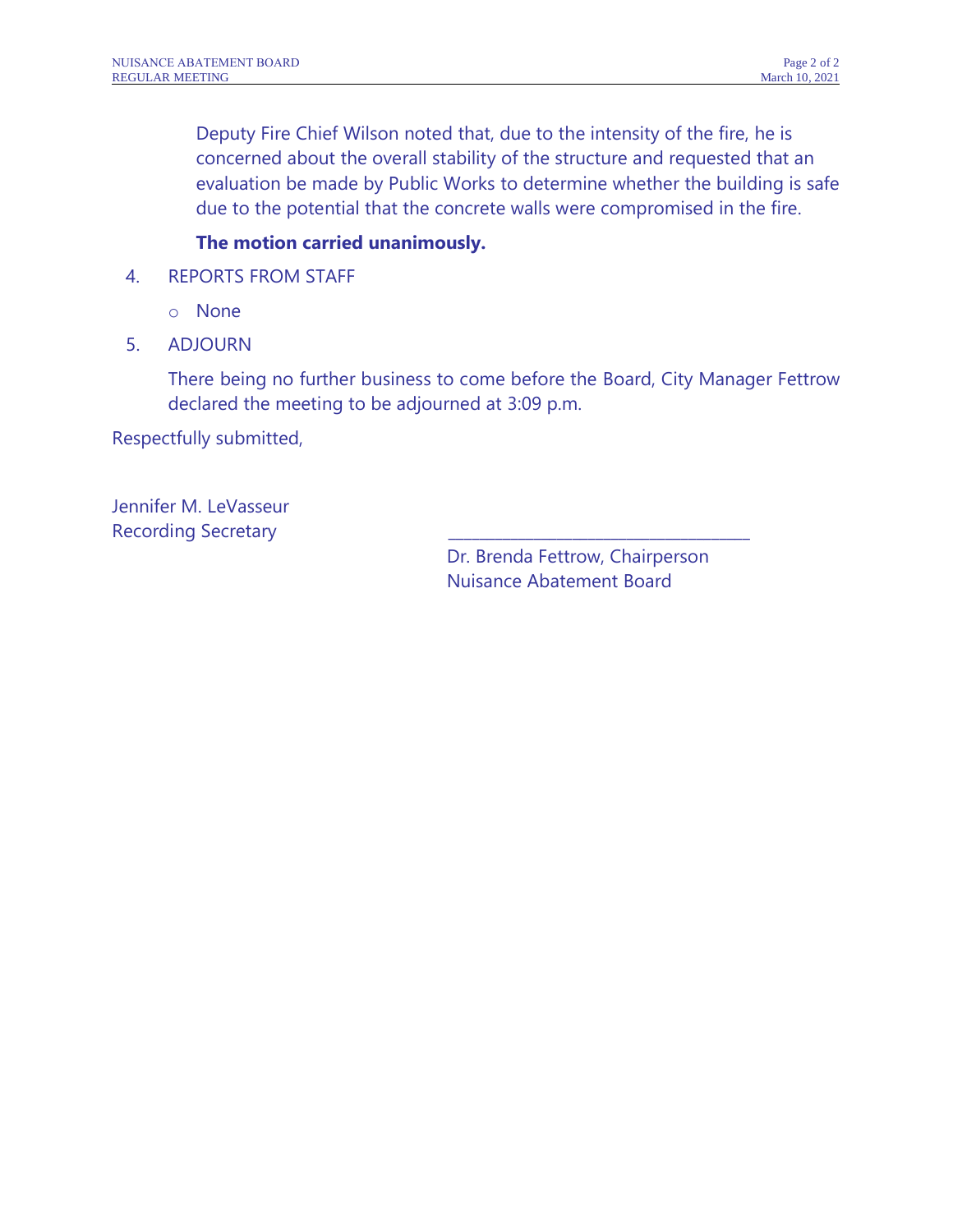Deputy Fire Chief Wilson noted that, due to the intensity of the fire, he is concerned about the overall stability of the structure and requested that an evaluation be made by Public Works to determine whether the building is safe due to the potential that the concrete walls were compromised in the fire.

**The motion carried unanimously.**

4. REPORTS FROM STAFF

   - None

5. ADJOURN

   There being no further business to come before the Board, City Manager Fettrow declared the meeting to be adjourned at 3:09 p.m.

Respectfully submitted,

Jennifer M. LeVasseur
Recording Secretary

\_\_\_\_\_\_\_\_\_\_\_\_\_\_\_\_\_\_\_\_\_\_\_\_\_\_\_\_\_\_\_\_\_\_\_\_

Dr. Brenda Fettrow, Chairperson
Nuisance Abatement Board